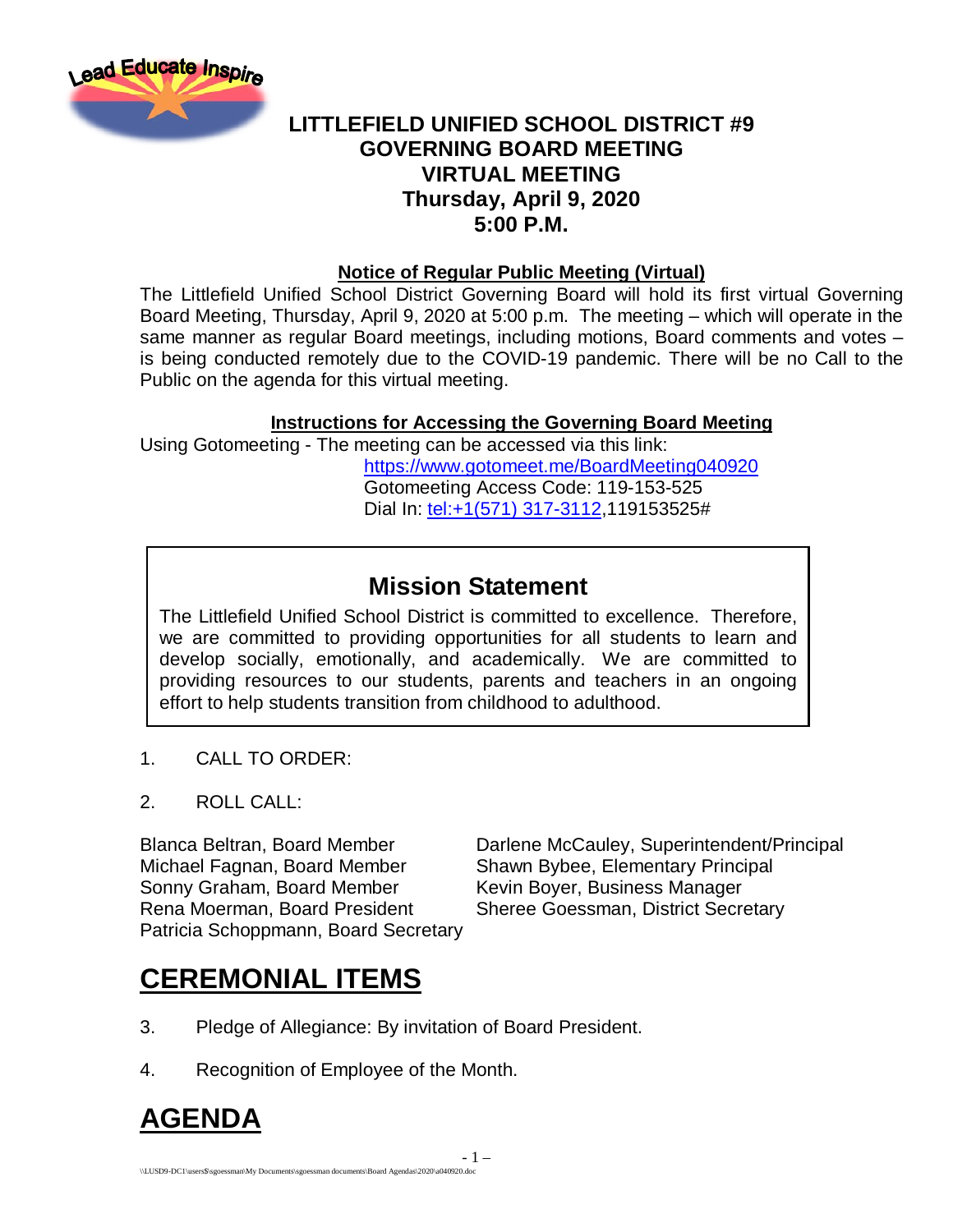# LITTLEFIELD UNIFIED SCHOOL DISTRICT #9
# GOVERNING BOARD MEETING
# VIRTUAL MEETING
# Thursday, April 9, 2020
# 5:00 P.M.

**Notice of Regular Public Meeting (Virtual)**

The Littlefield Unified School District Governing Board will hold its first virtual Governing Board Meeting, Thursday, April 9, 2020 at 5:00 p.m. The meeting – which will operate in the same manner as regular Board meetings, including motions, Board comments and votes – is being conducted remotely due to the COVID-19 pandemic. There will be no Call to the Public on the agenda for this virtual meeting.

**Instructions for Accessing the Governing Board Meeting**

Using Gotomeeting - The meeting can be accessed via this link:
https://www.gotomeet.me/BoardMeeting040920
Gotomeeting Access Code: 119-153-525
Dial In: tel:+1(571) 317-3112,119153525#

## Mission Statement

The Littlefield Unified School District is committed to excellence. Therefore, we are committed to providing opportunities for all students to learn and develop socially, emotionally, and academically. We are committed to providing resources to our students, parents and teachers in an ongoing effort to help students transition from childhood to adulthood.

1. CALL TO ORDER:

2. ROLL CALL:

Blanca Beltran, Board Member
Michael Fagnan, Board Member
Sonny Graham, Board Member
Rena Moerman, Board President
Patricia Schoppmann, Board Secretary

Darlene McCauley, Superintendent/Principal
Shawn Bybee, Elementary Principal
Kevin Boyer, Business Manager
Sheree Goessman, District Secretary

# CEREMONIAL ITEMS

3. Pledge of Allegiance: By invitation of Board President.

4. Recognition of Employee of the Month.

# AGENDA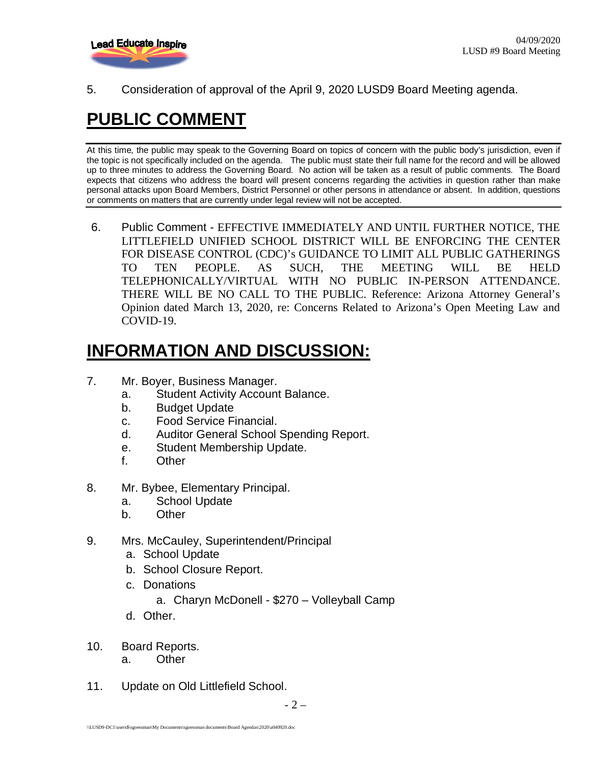5. Consideration of approval of the April 9, 2020 LUSD9 Board Meeting agenda.

# PUBLIC COMMENT

At this time, the public may speak to the Governing Board on topics of concern with the public body's jurisdiction, even if the topic is not specifically included on the agenda. The public must state their full name for the record and will be allowed up to three minutes to address the Governing Board. No action will be taken as a result of public comments. The Board expects that citizens who address the board will present concerns regarding the activities in question rather than make personal attacks upon Board Members, District Personnel or other persons in attendance or absent. In addition, questions or comments on matters that are currently under legal review will not be accepted.

6. Public Comment - EFFECTIVE IMMEDIATELY AND UNTIL FURTHER NOTICE, THE LITTLEFIELD UNIFIED SCHOOL DISTRICT WILL BE ENFORCING THE CENTER FOR DISEASE CONTROL (CDC)'s GUIDANCE TO LIMIT ALL PUBLIC GATHERINGS TO TEN PEOPLE. AS SUCH, THE MEETING WILL BE HELD TELEPHONICALLY/VIRTUAL WITH NO PUBLIC IN-PERSON ATTENDANCE. THERE WILL BE NO CALL TO THE PUBLIC. Reference: Arizona Attorney General's Opinion dated March 13, 2020, re: Concerns Related to Arizona's Open Meeting Law and COVID-19.

# INFORMATION AND DISCUSSION:

7. Mr. Boyer, Business Manager.
   a. Student Activity Account Balance.
   b. Budget Update
   c. Food Service Financial.
   d. Auditor General School Spending Report.
   e. Student Membership Update.
   f. Other

8. Mr. Bybee, Elementary Principal.
   a. School Update
   b. Other

9. Mrs. McCauley, Superintendent/Principal
   a. School Update
   b. School Closure Report.
   c. Donations
      a. Charyn McDonell - $270 – Volleyball Camp
   d. Other.

10. Board Reports.
    a. Other

11. Update on Old Littlefield School.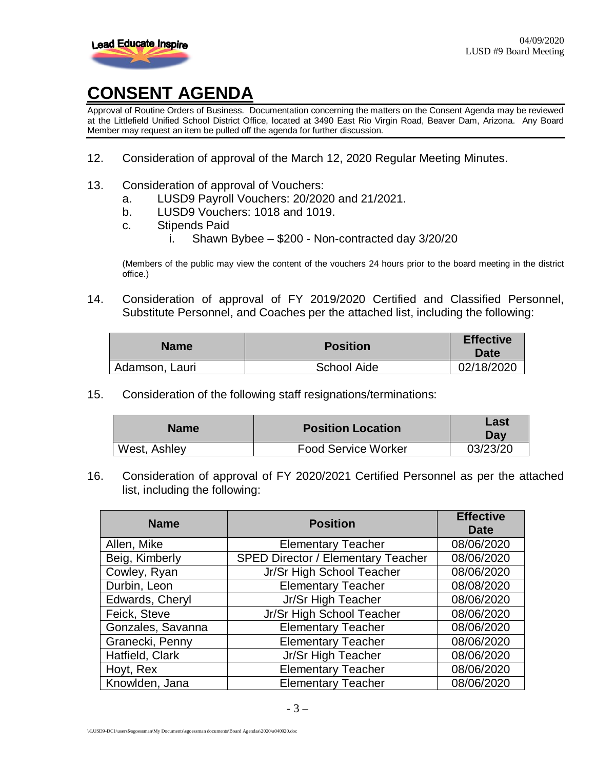# CONSENT AGENDA

Approval of Routine Orders of Business. Documentation concerning the matters on the Consent Agenda may be reviewed at the Littlefield Unified School District Office, located at 3490 East Rio Virgin Road, Beaver Dam, Arizona. Any Board Member may request an item be pulled off the agenda for further discussion.

12. Consideration of approval of the March 12, 2020 Regular Meeting Minutes.

13. Consideration of approval of Vouchers:
    a. LUSD9 Payroll Vouchers: 20/2020 and 21/2021.
    b. LUSD9 Vouchers: 1018 and 1019.
    c. Stipends Paid
        i. Shawn Bybee – $200 - Non-contracted day 3/20/20

    (Members of the public may view the content of the vouchers 24 hours prior to the board meeting in the district office.)

14. Consideration of approval of FY 2019/2020 Certified and Classified Personnel, Substitute Personnel, and Coaches per the attached list, including the following:

| Name | Position | Effective Date |
|---|---|---|
| Adamson, Lauri | School Aide | 02/18/2020 |

15. Consideration of the following staff resignations/terminations:

| Name | Position Location | Last Day |
|---|---|---|
| West, Ashley | Food Service Worker | 03/23/20 |

16. Consideration of approval of FY 2020/2021 Certified Personnel as per the attached list, including the following:

| Name | Position | Effective Date |
|---|---|---|
| Allen, Mike | Elementary Teacher | 08/06/2020 |
| Beig, Kimberly | SPED Director / Elementary Teacher | 08/06/2020 |
| Cowley, Ryan | Jr/Sr High School Teacher | 08/06/2020 |
| Durbin, Leon | Elementary Teacher | 08/08/2020 |
| Edwards, Cheryl | Jr/Sr High Teacher | 08/06/2020 |
| Feick, Steve | Jr/Sr High School Teacher | 08/06/2020 |
| Gonzales, Savanna | Elementary Teacher | 08/06/2020 |
| Granecki, Penny | Elementary Teacher | 08/06/2020 |
| Hatfield, Clark | Jr/Sr High Teacher | 08/06/2020 |
| Hoyt, Rex | Elementary Teacher | 08/06/2020 |
| Knowlden, Jana | Elementary Teacher | 08/06/2020 |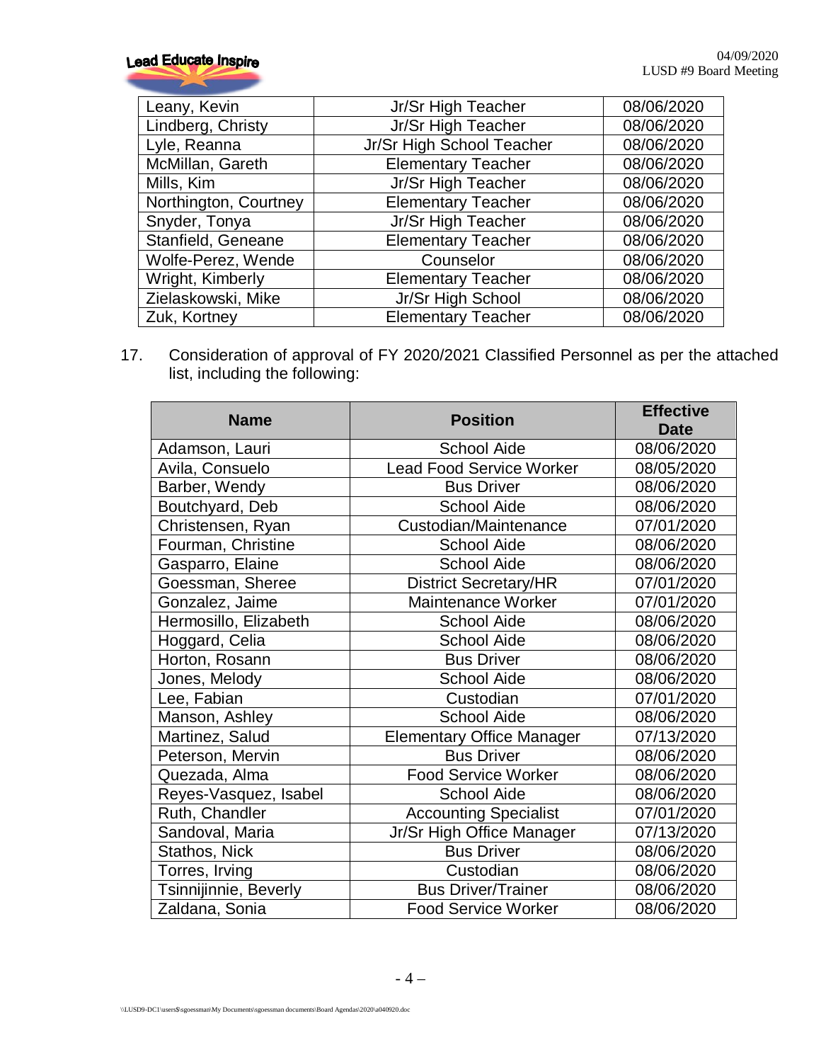| | | |
|---|---|---|
| Leany, Kevin | Jr/Sr High Teacher | 08/06/2020 |
| Lindberg, Christy | Jr/Sr High Teacher | 08/06/2020 |
| Lyle, Reanna | Jr/Sr High School Teacher | 08/06/2020 |
| McMillan, Gareth | Elementary Teacher | 08/06/2020 |
| Mills, Kim | Jr/Sr High Teacher | 08/06/2020 |
| Northington, Courtney | Elementary Teacher | 08/06/2020 |
| Snyder, Tonya | Jr/Sr High Teacher | 08/06/2020 |
| Stanfield, Geneane | Elementary Teacher | 08/06/2020 |
| Wolfe-Perez, Wende | Counselor | 08/06/2020 |
| Wright, Kimberly | Elementary Teacher | 08/06/2020 |
| Zielaskowski, Mike | Jr/Sr High School | 08/06/2020 |
| Zuk, Kortney | Elementary Teacher | 08/06/2020 |

17. Consideration of approval of FY 2020/2021 Classified Personnel as per the attached list, including the following:

| Name | Position | Effective Date |
|---|---|---|
| Adamson, Lauri | School Aide | 08/06/2020 |
| Avila, Consuelo | Lead Food Service Worker | 08/05/2020 |
| Barber, Wendy | Bus Driver | 08/06/2020 |
| Boutchyard, Deb | School Aide | 08/06/2020 |
| Christensen, Ryan | Custodian/Maintenance | 07/01/2020 |
| Fourman, Christine | School Aide | 08/06/2020 |
| Gasparro, Elaine | School Aide | 08/06/2020 |
| Goessman, Sheree | District Secretary/HR | 07/01/2020 |
| Gonzalez, Jaime | Maintenance Worker | 07/01/2020 |
| Hermosillo, Elizabeth | School Aide | 08/06/2020 |
| Hoggard, Celia | School Aide | 08/06/2020 |
| Horton, Rosann | Bus Driver | 08/06/2020 |
| Jones, Melody | School Aide | 08/06/2020 |
| Lee, Fabian | Custodian | 07/01/2020 |
| Manson, Ashley | School Aide | 08/06/2020 |
| Martinez, Salud | Elementary Office Manager | 07/13/2020 |
| Peterson, Mervin | Bus Driver | 08/06/2020 |
| Quezada, Alma | Food Service Worker | 08/06/2020 |
| Reyes-Vasquez, Isabel | School Aide | 08/06/2020 |
| Ruth, Chandler | Accounting Specialist | 07/01/2020 |
| Sandoval, Maria | Jr/Sr High Office Manager | 07/13/2020 |
| Stathos, Nick | Bus Driver | 08/06/2020 |
| Torres, Irving | Custodian | 08/06/2020 |
| Tsinnijinnie, Beverly | Bus Driver/Trainer | 08/06/2020 |
| Zaldana, Sonia | Food Service Worker | 08/06/2020 |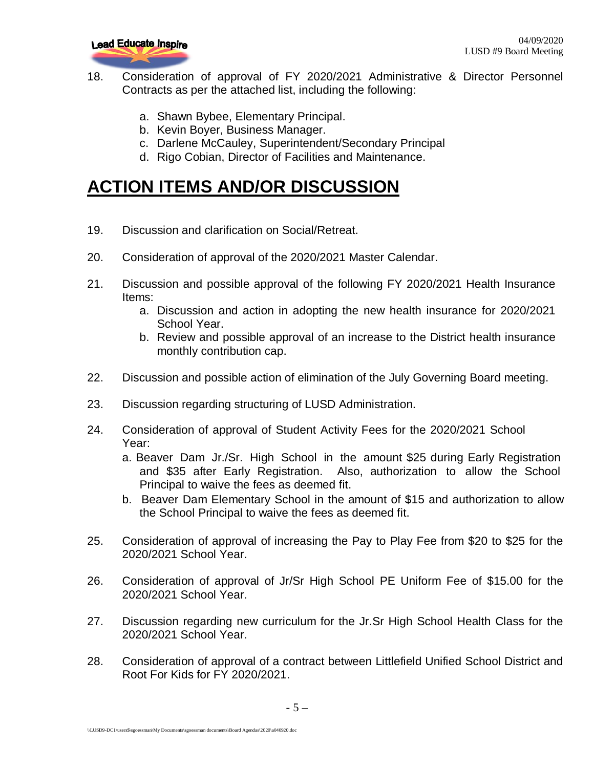18. Consideration of approval of FY 2020/2021 Administrative & Director Personnel Contracts as per the attached list, including the following:

    a. Shawn Bybee, Elementary Principal.
    b. Kevin Boyer, Business Manager.
    c. Darlene McCauley, Superintendent/Secondary Principal
    d. Rigo Cobian, Director of Facilities and Maintenance.

# ACTION ITEMS AND/OR DISCUSSION

19. Discussion and clarification on Social/Retreat.

20. Consideration of approval of the 2020/2021 Master Calendar.

21. Discussion and possible approval of the following FY 2020/2021 Health Insurance Items:
    a. Discussion and action in adopting the new health insurance for 2020/2021 School Year.
    b. Review and possible approval of an increase to the District health insurance monthly contribution cap.

22. Discussion and possible action of elimination of the July Governing Board meeting.

23. Discussion regarding structuring of LUSD Administration.

24. Consideration of approval of Student Activity Fees for the 2020/2021 School Year:
    a. Beaver Dam Jr./Sr. High School in the amount $25 during Early Registration and $35 after Early Registration. Also, authorization to allow the School Principal to waive the fees as deemed fit.
    b. Beaver Dam Elementary School in the amount of $15 and authorization to allow the School Principal to waive the fees as deemed fit.

25. Consideration of approval of increasing the Pay to Play Fee from $20 to $25 for the 2020/2021 School Year.

26. Consideration of approval of Jr/Sr High School PE Uniform Fee of $15.00 for the 2020/2021 School Year.

27. Discussion regarding new curriculum for the Jr.Sr High School Health Class for the 2020/2021 School Year.

28. Consideration of approval of a contract between Littlefield Unified School District and Root For Kids for FY 2020/2021.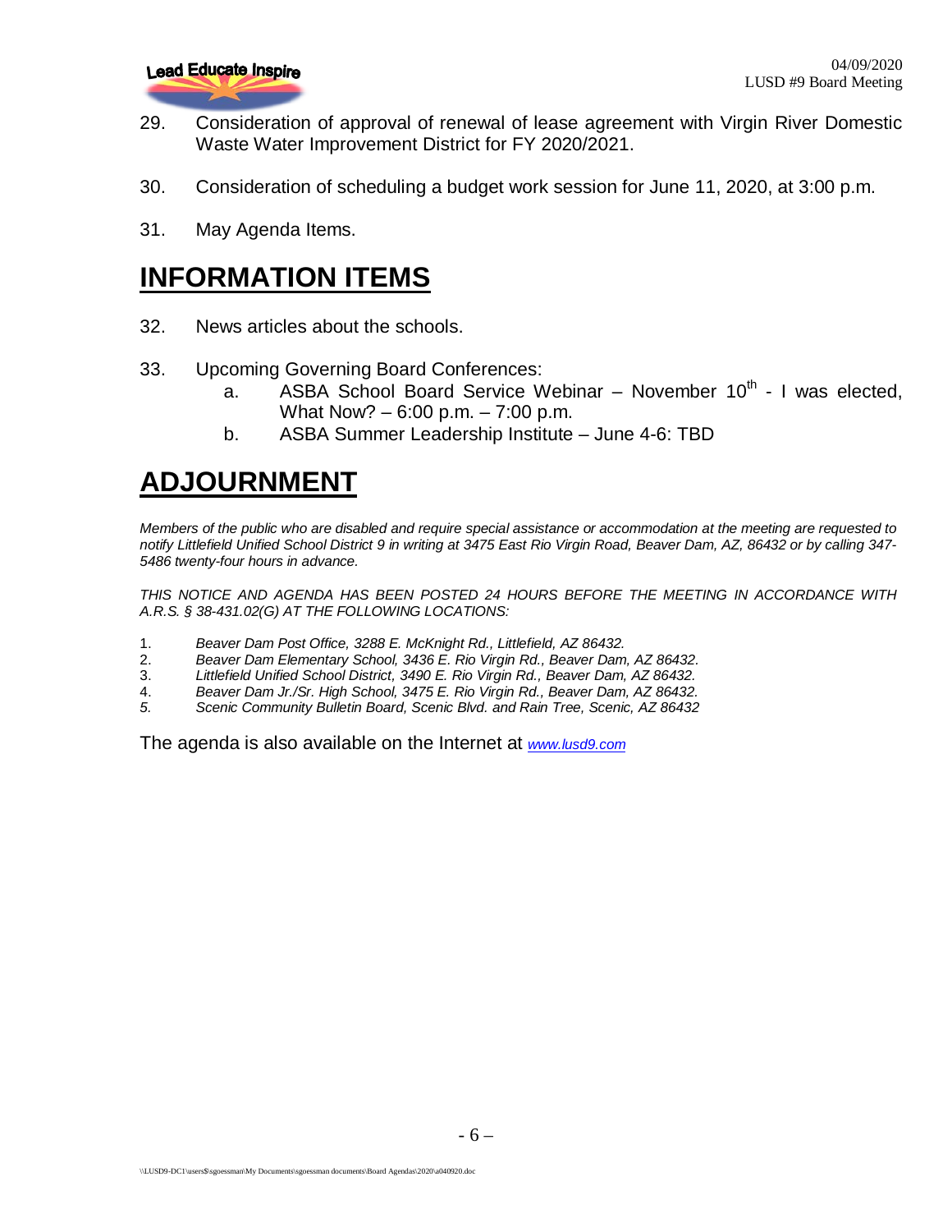29. Consideration of approval of renewal of lease agreement with Virgin River Domestic Waste Water Improvement District for FY 2020/2021.

30. Consideration of scheduling a budget work session for June 11, 2020, at 3:00 p.m.

31. May Agenda Items.

# INFORMATION ITEMS

32. News articles about the schools.

33. Upcoming Governing Board Conferences:
    a. ASBA School Board Service Webinar – November 10th - I was elected, What Now? – 6:00 p.m. – 7:00 p.m.
    b. ASBA Summer Leadership Institute – June 4-6: TBD

# ADJOURNMENT

*Members of the public who are disabled and require special assistance or accommodation at the meeting are requested to notify Littlefield Unified School District 9 in writing at 3475 East Rio Virgin Road, Beaver Dam, AZ, 86432 or by calling 347-5486 twenty-four hours in advance.*

*THIS NOTICE AND AGENDA HAS BEEN POSTED 24 HOURS BEFORE THE MEETING IN ACCORDANCE WITH A.R.S. § 38-431.02(G) AT THE FOLLOWING LOCATIONS:*

1. *Beaver Dam Post Office, 3288 E. McKnight Rd., Littlefield, AZ 86432.*
2. *Beaver Dam Elementary School, 3436 E. Rio Virgin Rd., Beaver Dam, AZ 86432.*
3. *Littlefield Unified School District, 3490 E. Rio Virgin Rd., Beaver Dam, AZ 86432.*
4. *Beaver Dam Jr./Sr. High School, 3475 E. Rio Virgin Rd., Beaver Dam, AZ 86432.*
5. *Scenic Community Bulletin Board, Scenic Blvd. and Rain Tree, Scenic, AZ 86432*

The agenda is also available on the Internet at *www.lusd9.com*

\\LUSD9-DC1\users$\sgoessman\My Documents\sgoessman documents\Board Agendas\2020\a040920.doc